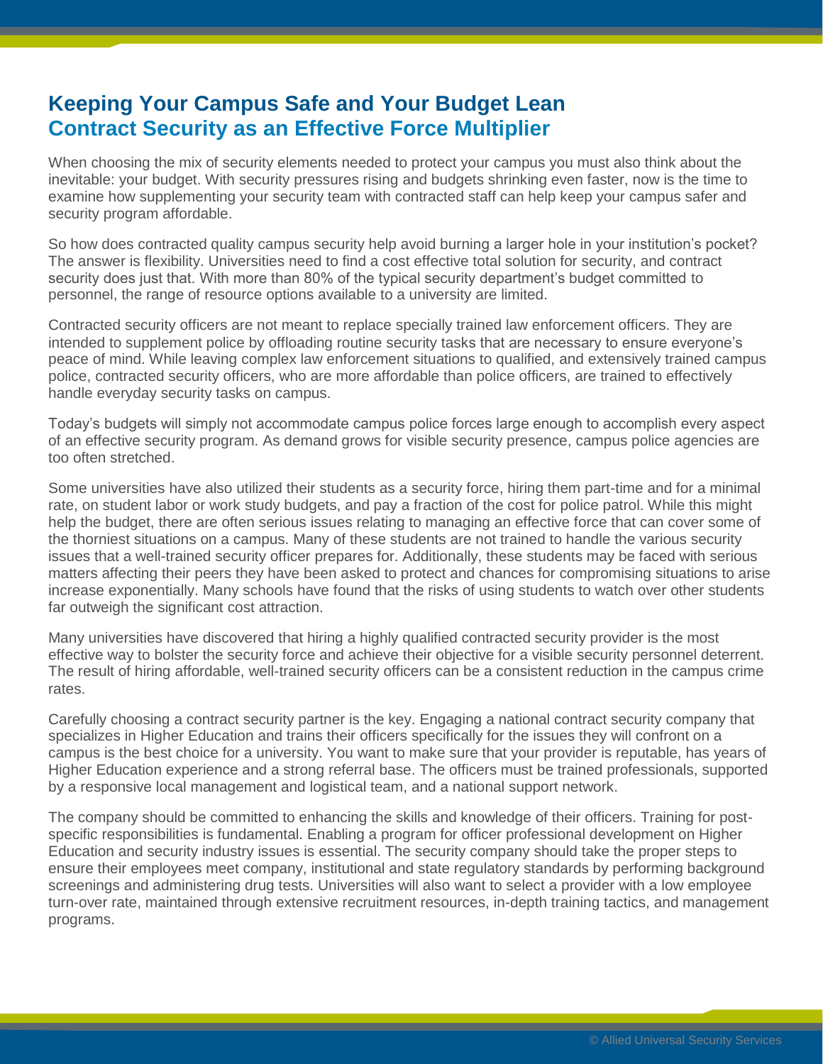# Keeping Your Campus Safe and Your Budget Lean
## Contract Security as an Effective Force Multiplier

When choosing the mix of security elements needed to protect your campus you must also think about the inevitable: your budget. With security pressures rising and budgets shrinking even faster, now is the time to examine how supplementing your security team with contracted staff can help keep your campus safer and security program affordable.

So how does contracted quality campus security help avoid burning a larger hole in your institution's pocket? The answer is flexibility. Universities need to find a cost effective total solution for security, and contract security does just that. With more than 80% of the typical security department's budget committed to personnel, the range of resource options available to a university are limited.

Contracted security officers are not meant to replace specially trained law enforcement officers. They are intended to supplement police by offloading routine security tasks that are necessary to ensure everyone's peace of mind. While leaving complex law enforcement situations to qualified, and extensively trained campus police, contracted security officers, who are more affordable than police officers, are trained to effectively handle everyday security tasks on campus.

Today's budgets will simply not accommodate campus police forces large enough to accomplish every aspect of an effective security program. As demand grows for visible security presence, campus police agencies are too often stretched.

Some universities have also utilized their students as a security force, hiring them part-time and for a minimal rate, on student labor or work study budgets, and pay a fraction of the cost for police patrol. While this might help the budget, there are often serious issues relating to managing an effective force that can cover some of the thorniest situations on a campus. Many of these students are not trained to handle the various security issues that a well-trained security officer prepares for. Additionally, these students may be faced with serious matters affecting their peers they have been asked to protect and chances for compromising situations to arise increase exponentially. Many schools have found that the risks of using students to watch over other students far outweigh the significant cost attraction.

Many universities have discovered that hiring a highly qualified contracted security provider is the most effective way to bolster the security force and achieve their objective for a visible security personnel deterrent. The result of hiring affordable, well-trained security officers can be a consistent reduction in the campus crime rates.

Carefully choosing a contract security partner is the key. Engaging a national contract security company that specializes in Higher Education and trains their officers specifically for the issues they will confront on a campus is the best choice for a university. You want to make sure that your provider is reputable, has years of Higher Education experience and a strong referral base. The officers must be trained professionals, supported by a responsive local management and logistical team, and a national support network.

The company should be committed to enhancing the skills and knowledge of their officers. Training for post-specific responsibilities is fundamental. Enabling a program for officer professional development on Higher Education and security industry issues is essential. The security company should take the proper steps to ensure their employees meet company, institutional and state regulatory standards by performing background screenings and administering drug tests. Universities will also want to select a provider with a low employee turn-over rate, maintained through extensive recruitment resources, in-depth training tactics, and management programs.

© Allied Universal Security Services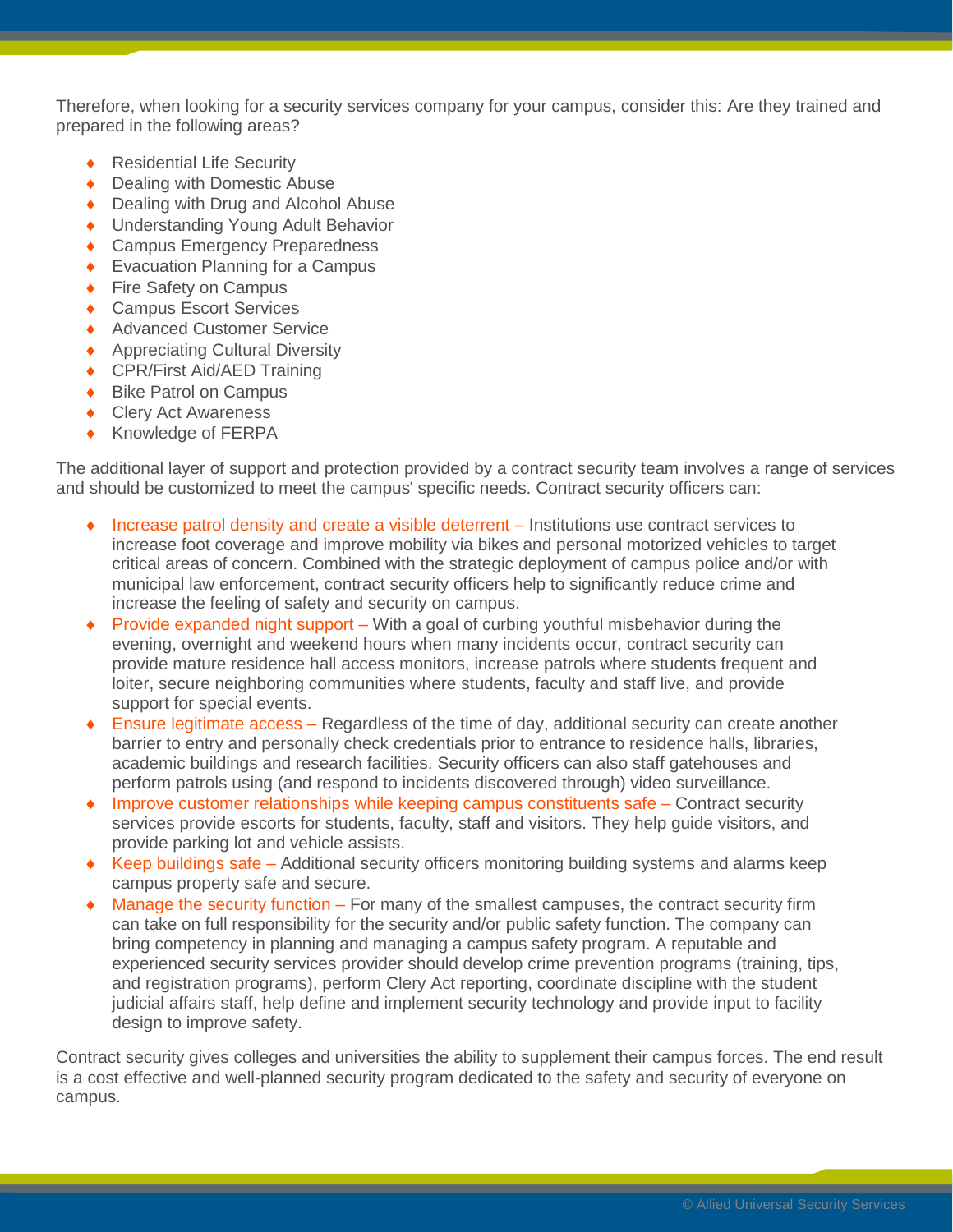Therefore, when looking for a security services company for your campus, consider this: Are they trained and prepared in the following areas?

- Residential Life Security
- Dealing with Domestic Abuse
- Dealing with Drug and Alcohol Abuse
- Understanding Young Adult Behavior
- Campus Emergency Preparedness
- Evacuation Planning for a Campus
- Fire Safety on Campus
- Campus Escort Services
- Advanced Customer Service
- Appreciating Cultural Diversity
- CPR/First Aid/AED Training
- Bike Patrol on Campus
- Clery Act Awareness
- Knowledge of FERPA

The additional layer of support and protection provided by a contract security team involves a range of services and should be customized to meet the campus' specific needs. Contract security officers can:

- **Increase patrol density and create a visible deterrent –** Institutions use contract services to increase foot coverage and improve mobility via bikes and personal motorized vehicles to target critical areas of concern. Combined with the strategic deployment of campus police and/or with municipal law enforcement, contract security officers help to significantly reduce crime and increase the feeling of safety and security on campus.
- **Provide expanded night support –** With a goal of curbing youthful misbehavior during the evening, overnight and weekend hours when many incidents occur, contract security can provide mature residence hall access monitors, increase patrols where students frequent and loiter, secure neighboring communities where students, faculty and staff live, and provide support for special events.
- **Ensure legitimate access –** Regardless of the time of day, additional security can create another barrier to entry and personally check credentials prior to entrance to residence halls, libraries, academic buildings and research facilities. Security officers can also staff gatehouses and perform patrols using (and respond to incidents discovered through) video surveillance.
- **Improve customer relationships while keeping campus constituents safe –** Contract security services provide escorts for students, faculty, staff and visitors. They help guide visitors, and provide parking lot and vehicle assists.
- **Keep buildings safe –** Additional security officers monitoring building systems and alarms keep campus property safe and secure.
- **Manage the security function –** For many of the smallest campuses, the contract security firm can take on full responsibility for the security and/or public safety function. The company can bring competency in planning and managing a campus safety program. A reputable and experienced security services provider should develop crime prevention programs (training, tips, and registration programs), perform Clery Act reporting, coordinate discipline with the student judicial affairs staff, help define and implement security technology and provide input to facility design to improve safety.

Contract security gives colleges and universities the ability to supplement their campus forces. The end result is a cost effective and well-planned security program dedicated to the safety and security of everyone on campus.